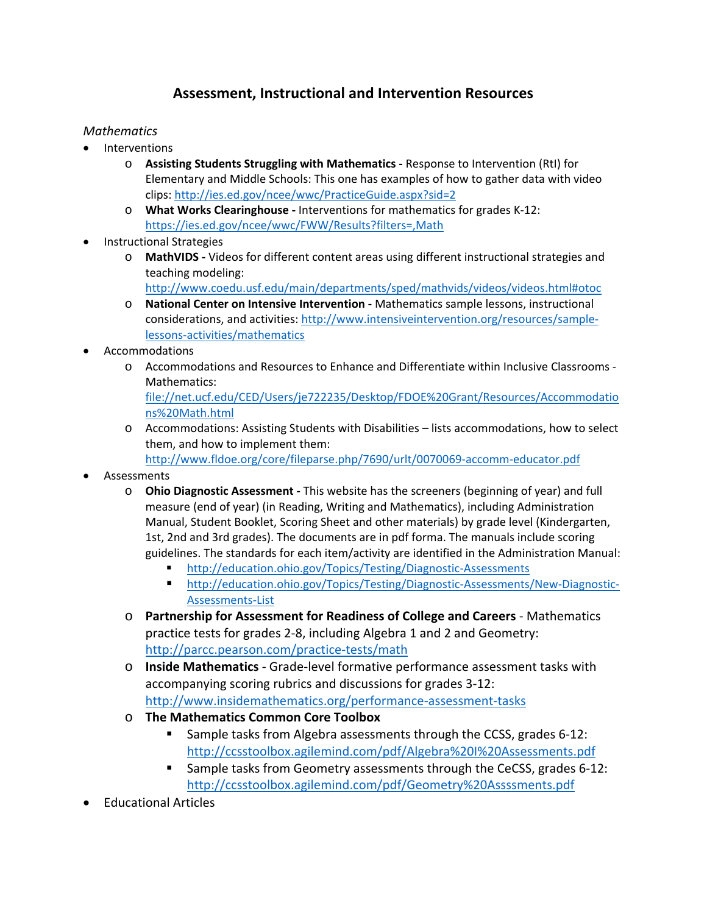# Assessment, Instructional and Intervention Resources

*Mathematics*

- Interventions
  - **Assisting Students Struggling with Mathematics -** Response to Intervention (RtI) for Elementary and Middle Schools: This one has examples of how to gather data with video clips: http://ies.ed.gov/ncee/wwc/PracticeGuide.aspx?sid=2
  - **What Works Clearinghouse -** Interventions for mathematics for grades K-12: https://ies.ed.gov/ncee/wwc/FWW/Results?filters=,Math
- Instructional Strategies
  - **MathVIDS -** Videos for different content areas using different instructional strategies and teaching modeling: http://www.coedu.usf.edu/main/departments/sped/mathvids/videos/videos.html#otoc
  - **National Center on Intensive Intervention -** Mathematics sample lessons, instructional considerations, and activities: http://www.intensiveintervention.org/resources/sample-lessons-activities/mathematics
- Accommodations
  - Accommodations and Resources to Enhance and Differentiate within Inclusive Classrooms - Mathematics: file://net.ucf.edu/CED/Users/je722235/Desktop/FDOE%20Grant/Resources/Accommodations%20Math.html
  - Accommodations: Assisting Students with Disabilities – lists accommodations, how to select them, and how to implement them: http://www.fldoe.org/core/fileparse.php/7690/urlt/0070069-accomm-educator.pdf
- Assessments
  - **Ohio Diagnostic Assessment -** This website has the screeners (beginning of year) and full measure (end of year) (in Reading, Writing and Mathematics), including Administration Manual, Student Booklet, Scoring Sheet and other materials) by grade level (Kindergarten, 1st, 2nd and 3rd grades). The documents are in pdf forma. The manuals include scoring guidelines. The standards for each item/activity are identified in the Administration Manual:
    - http://education.ohio.gov/Topics/Testing/Diagnostic-Assessments
    - http://education.ohio.gov/Topics/Testing/Diagnostic-Assessments/New-Diagnostic-Assessments-List
  - **Partnership for Assessment for Readiness of College and Careers** - Mathematics practice tests for grades 2-8, including Algebra 1 and 2 and Geometry: http://parcc.pearson.com/practice-tests/math
  - **Inside Mathematics** - Grade-level formative performance assessment tasks with accompanying scoring rubrics and discussions for grades 3-12: http://www.insidemathematics.org/performance-assessment-tasks
  - **The Mathematics Common Core Toolbox**
    - Sample tasks from Algebra assessments through the CCSS, grades 6-12: http://ccsstoolbox.agilemind.com/pdf/Algebra%20I%20Assessments.pdf
    - Sample tasks from Geometry assessments through the CeCSS, grades 6-12: http://ccsstoolbox.agilemind.com/pdf/Geometry%20Assssments.pdf
- Educational Articles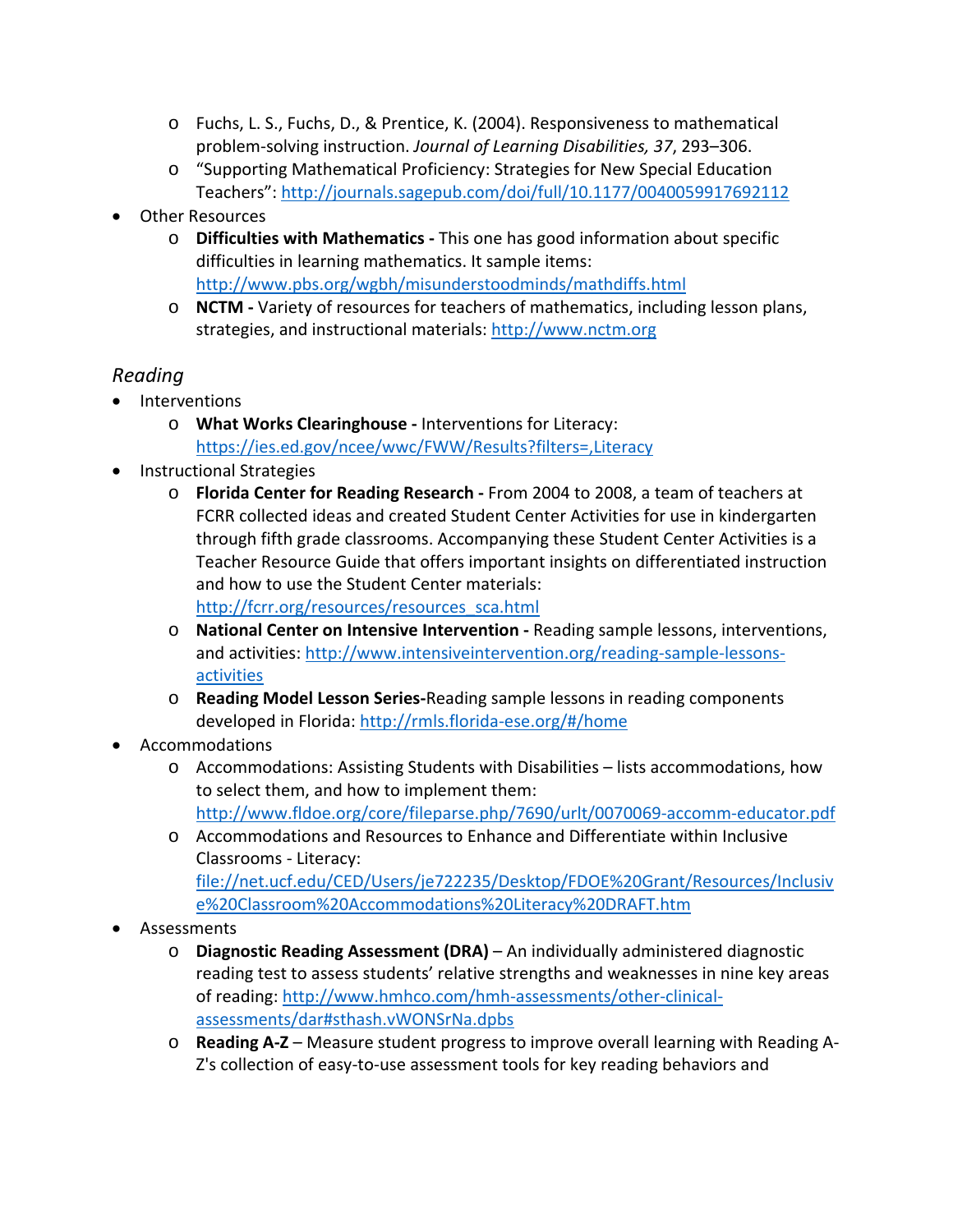- Fuchs, L. S., Fuchs, D., & Prentice, K. (2004). Responsiveness to mathematical problem-solving instruction. *Journal of Learning Disabilities, 37*, 293–306.
- "Supporting Mathematical Proficiency: Strategies for New Special Education Teachers": http://journals.sagepub.com/doi/full/10.1177/0040059917692112

- Other Resources
  - **Difficulties with Mathematics -** This one has good information about specific difficulties in learning mathematics. It sample items: http://www.pbs.org/wgbh/misunderstoodminds/mathdiffs.html
  - **NCTM -** Variety of resources for teachers of mathematics, including lesson plans, strategies, and instructional materials: http://www.nctm.org

## *Reading*

- Interventions
  - **What Works Clearinghouse -** Interventions for Literacy: https://ies.ed.gov/ncee/wwc/FWW/Results?filters=,Literacy
- Instructional Strategies
  - **Florida Center for Reading Research -** From 2004 to 2008, a team of teachers at FCRR collected ideas and created Student Center Activities for use in kindergarten through fifth grade classrooms. Accompanying these Student Center Activities is a Teacher Resource Guide that offers important insights on differentiated instruction and how to use the Student Center materials: http://fcrr.org/resources/resources_sca.html
  - **National Center on Intensive Intervention -** Reading sample lessons, interventions, and activities: http://www.intensiveintervention.org/reading-sample-lessons-activities
  - **Reading Model Lesson Series-**Reading sample lessons in reading components developed in Florida: http://rmls.florida-ese.org/#/home
- Accommodations
  - Accommodations: Assisting Students with Disabilities – lists accommodations, how to select them, and how to implement them: http://www.fldoe.org/core/fileparse.php/7690/urlt/0070069-accomm-educator.pdf
  - Accommodations and Resources to Enhance and Differentiate within Inclusive Classrooms - Literacy: file://net.ucf.edu/CED/Users/je722235/Desktop/FDOE%20Grant/Resources/Inclusive%20Classroom%20Accommodations%20Literacy%20DRAFT.htm
- Assessments
  - **Diagnostic Reading Assessment (DRA)** – An individually administered diagnostic reading test to assess students' relative strengths and weaknesses in nine key areas of reading: http://www.hmhco.com/hmh-assessments/other-clinical-assessments/dar#sthash.vWONSrNa.dpbs
  - **Reading A-Z** – Measure student progress to improve overall learning with Reading A-Z's collection of easy-to-use assessment tools for key reading behaviors and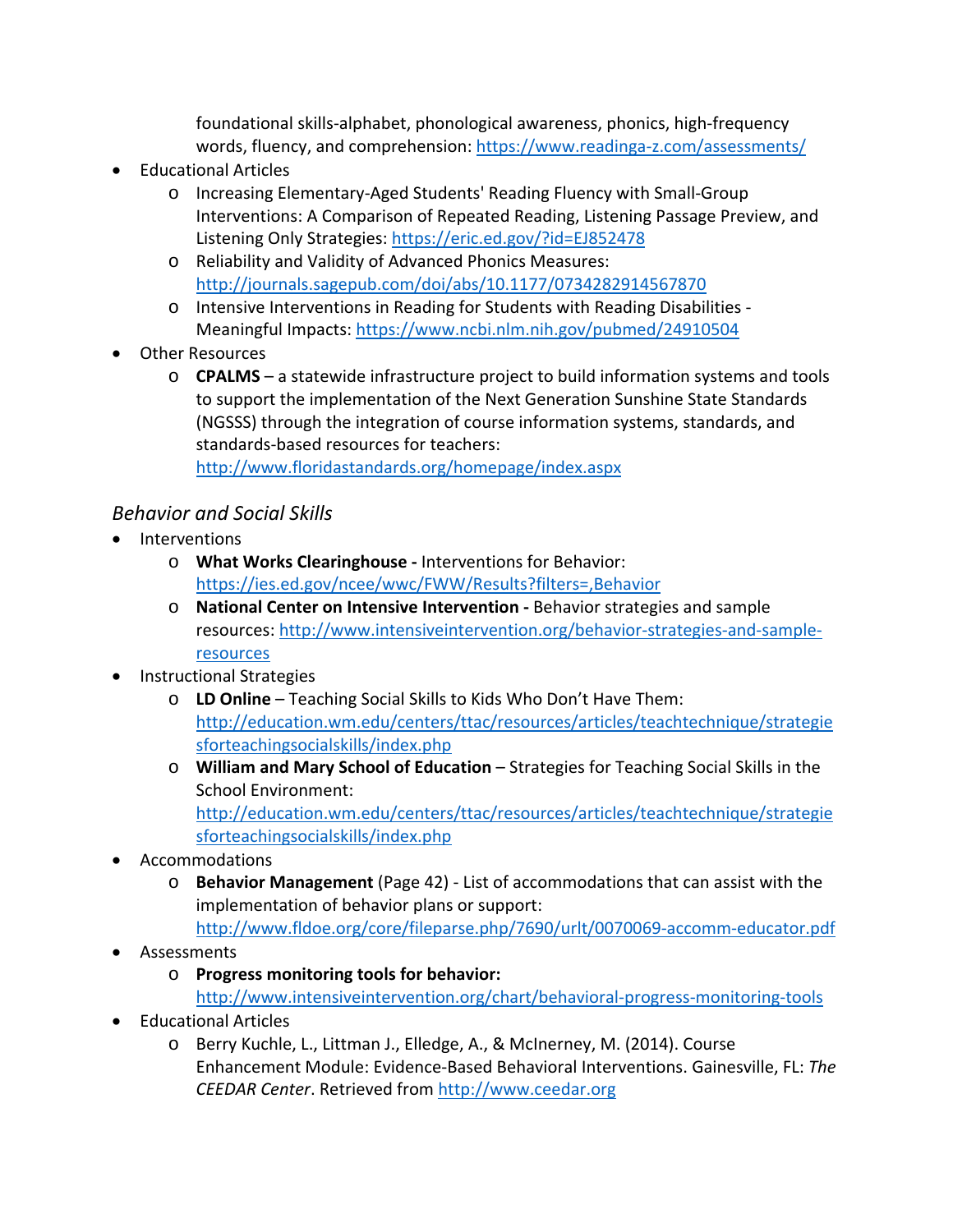foundational skills-alphabet, phonological awareness, phonics, high-frequency words, fluency, and comprehension: https://www.readinga-z.com/assessments/

- Educational Articles
  - Increasing Elementary-Aged Students' Reading Fluency with Small-Group Interventions: A Comparison of Repeated Reading, Listening Passage Preview, and Listening Only Strategies: https://eric.ed.gov/?id=EJ852478
  - Reliability and Validity of Advanced Phonics Measures: http://journals.sagepub.com/doi/abs/10.1177/0734282914567870
  - Intensive Interventions in Reading for Students with Reading Disabilities - Meaningful Impacts: https://www.ncbi.nlm.nih.gov/pubmed/24910504
- Other Resources
  - **CPALMS** – a statewide infrastructure project to build information systems and tools to support the implementation of the Next Generation Sunshine State Standards (NGSSS) through the integration of course information systems, standards, and standards-based resources for teachers: http://www.floridastandards.org/homepage/index.aspx

### *Behavior and Social Skills*

- Interventions
  - **What Works Clearinghouse -** Interventions for Behavior: https://ies.ed.gov/ncee/wwc/FWW/Results?filters=,Behavior
  - **National Center on Intensive Intervention -** Behavior strategies and sample resources: http://www.intensiveintervention.org/behavior-strategies-and-sample-resources
- Instructional Strategies
  - **LD Online** – Teaching Social Skills to Kids Who Don't Have Them: http://education.wm.edu/centers/ttac/resources/articles/teachtechnique/strategiesforteachingsocialskills/index.php
  - **William and Mary School of Education** – Strategies for Teaching Social Skills in the School Environment: http://education.wm.edu/centers/ttac/resources/articles/teachtechnique/strategiesforteachingsocialskills/index.php
- Accommodations
  - **Behavior Management** (Page 42) - List of accommodations that can assist with the implementation of behavior plans or support: http://www.fldoe.org/core/fileparse.php/7690/urlt/0070069-accomm-educator.pdf
- Assessments
  - **Progress monitoring tools for behavior:** http://www.intensiveintervention.org/chart/behavioral-progress-monitoring-tools
- Educational Articles
  - Berry Kuchle, L., Littman J., Elledge, A., & McInerney, M. (2014). Course Enhancement Module: Evidence-Based Behavioral Interventions. Gainesville, FL: *The CEEDAR Center*. Retrieved from http://www.ceedar.org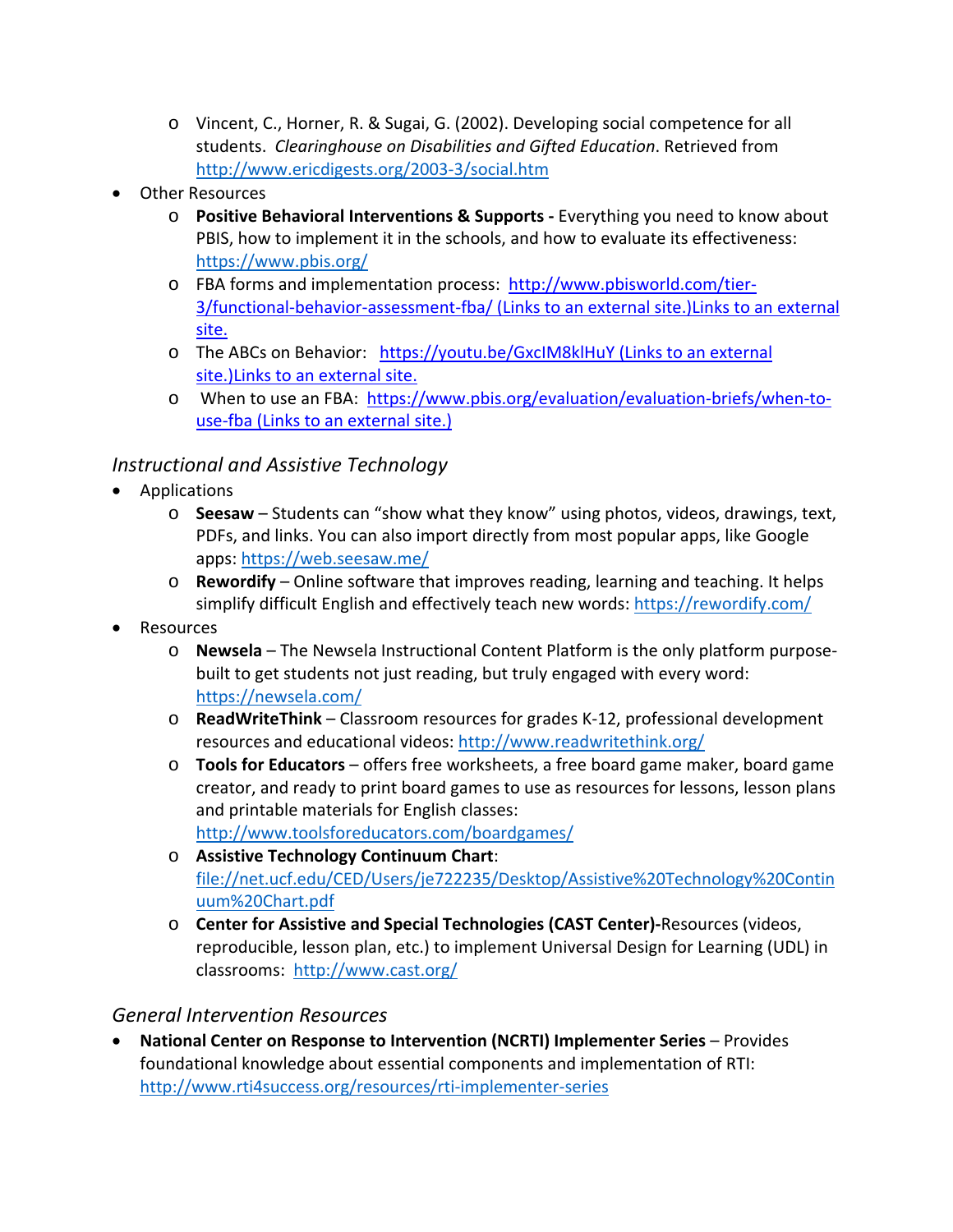- Vincent, C., Horner, R. & Sugai, G. (2002). Developing social competence for all students. *Clearinghouse on Disabilities and Gifted Education*. Retrieved from http://www.ericdigests.org/2003-3/social.htm
- Other Resources
    - **Positive Behavioral Interventions & Supports -** Everything you need to know about PBIS, how to implement it in the schools, and how to evaluate its effectiveness: https://www.pbis.org/
    - FBA forms and implementation process: http://www.pbisworld.com/tier-3/functional-behavior-assessment-fba/ (Links to an external site.)Links to an external site.
    - The ABCs on Behavior: https://youtu.be/GxcIM8klHuY (Links to an external site.)Links to an external site.
    - When to use an FBA: https://www.pbis.org/evaluation/evaluation-briefs/when-to-use-fba (Links to an external site.)

## *Instructional and Assistive Technology*

- Applications
    - **Seesaw** – Students can "show what they know" using photos, videos, drawings, text, PDFs, and links. You can also import directly from most popular apps, like Google apps: https://web.seesaw.me/
    - **Rewordify** – Online software that improves reading, learning and teaching. It helps simplify difficult English and effectively teach new words: https://rewordify.com/
- Resources
    - **Newsela** – The Newsela Instructional Content Platform is the only platform purpose-built to get students not just reading, but truly engaged with every word: https://newsela.com/
    - **ReadWriteThink** – Classroom resources for grades K-12, professional development resources and educational videos: http://www.readwritethink.org/
    - **Tools for Educators** – offers free worksheets, a free board game maker, board game creator, and ready to print board games to use as resources for lessons, lesson plans and printable materials for English classes: http://www.toolsforeducators.com/boardgames/
    - **Assistive Technology Continuum Chart**: file://net.ucf.edu/CED/Users/je722235/Desktop/Assistive%20Technology%20Continuum%20Chart.pdf
    - **Center for Assistive and Special Technologies (CAST Center)-**Resources (videos, reproducible, lesson plan, etc.) to implement Universal Design for Learning (UDL) in classrooms: http://www.cast.org/

## *General Intervention Resources*

- **National Center on Response to Intervention (NCRTI) Implementer Series** – Provides foundational knowledge about essential components and implementation of RTI: http://www.rti4success.org/resources/rti-implementer-series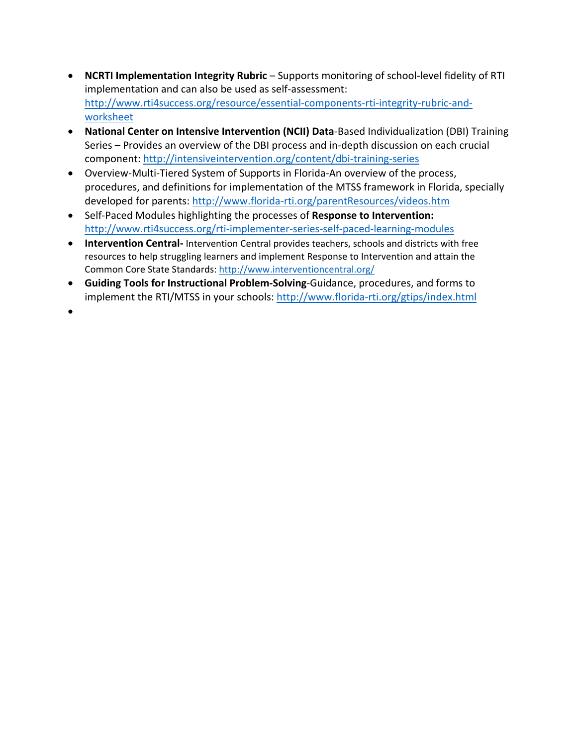- **NCRTI Implementation Integrity Rubric** – Supports monitoring of school-level fidelity of RTI implementation and can also be used as self-assessment: http://www.rti4success.org/resource/essential-components-rti-integrity-rubric-and-worksheet
- **National Center on Intensive Intervention (NCII) Data**-Based Individualization (DBI) Training Series – Provides an overview of the DBI process and in-depth discussion on each crucial component: http://intensiveintervention.org/content/dbi-training-series
- Overview-Multi-Tiered System of Supports in Florida-An overview of the process, procedures, and definitions for implementation of the MTSS framework in Florida, specially developed for parents: http://www.florida-rti.org/parentResources/videos.htm
- Self-Paced Modules highlighting the processes of **Response to Intervention:** http://www.rti4success.org/rti-implementer-series-self-paced-learning-modules
- **Intervention Central-** Intervention Central provides teachers, schools and districts with free resources to help struggling learners and implement Response to Intervention and attain the Common Core State Standards: http://www.interventioncentral.org/
- **Guiding Tools for Instructional Problem-Solving**-Guidance, procedures, and forms to implement the RTI/MTSS in your schools: http://www.florida-rti.org/gtips/index.html